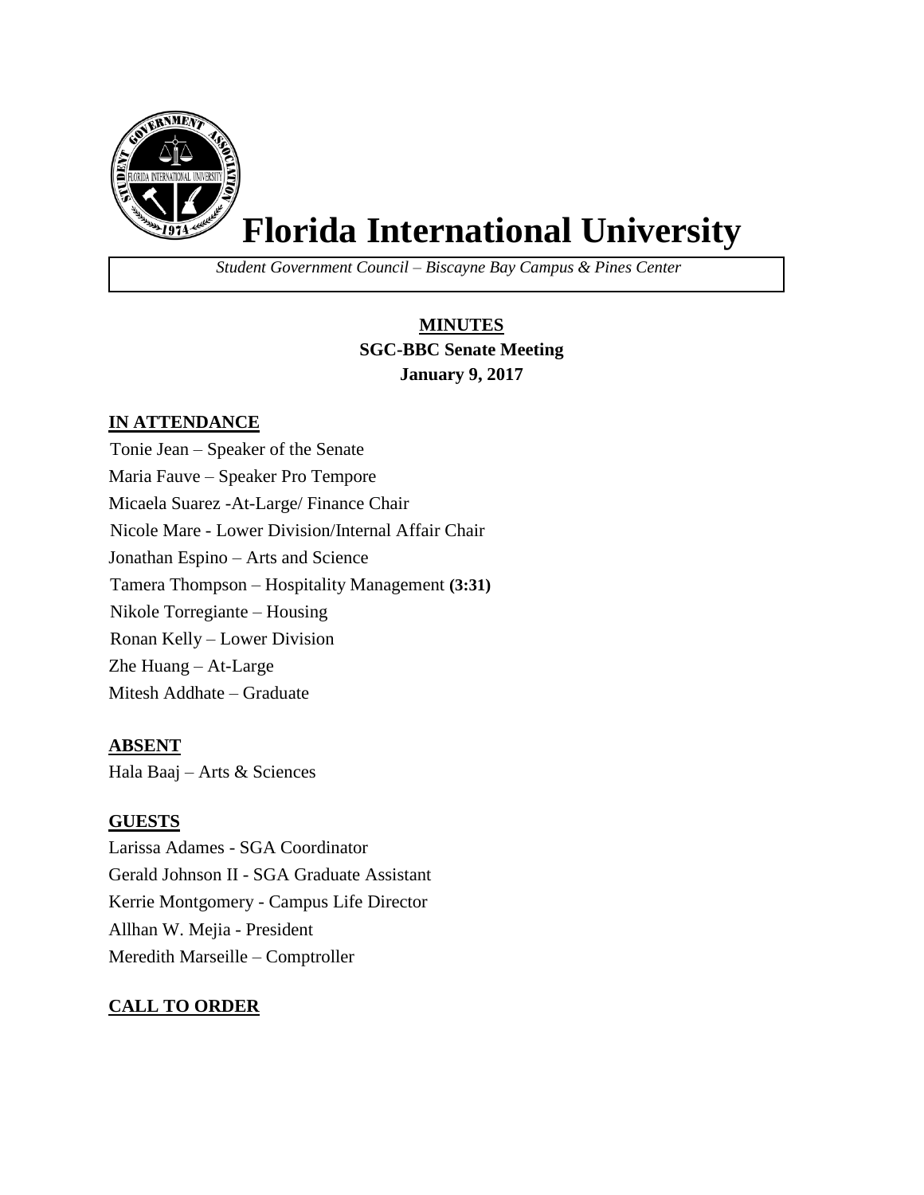# Florida International University

*Student Government Council – Biscayne Bay Campus & Pines Center*

**MINUTES**
**SGC-BBC Senate Meeting**
**January 9, 2017**

**IN ATTENDANCE**

Tonie Jean – Speaker of the Senate
Maria Fauve – Speaker Pro Tempore
Micaela Suarez -At-Large/ Finance Chair
Nicole Mare - Lower Division/Internal Affair Chair
Jonathan Espino – Arts and Science
Tamera Thompson – Hospitality Management **(3:31)**
Nikole Torregiante – Housing
Ronan Kelly – Lower Division
Zhe Huang – At-Large
Mitesh Addhate – Graduate

**ABSENT**

Hala Baaj – Arts & Sciences

**GUESTS**

Larissa Adames - SGA Coordinator
Gerald Johnson II - SGA Graduate Assistant
Kerrie Montgomery - Campus Life Director
Allhan W. Mejia - President
Meredith Marseille – Comptroller

**CALL TO ORDER**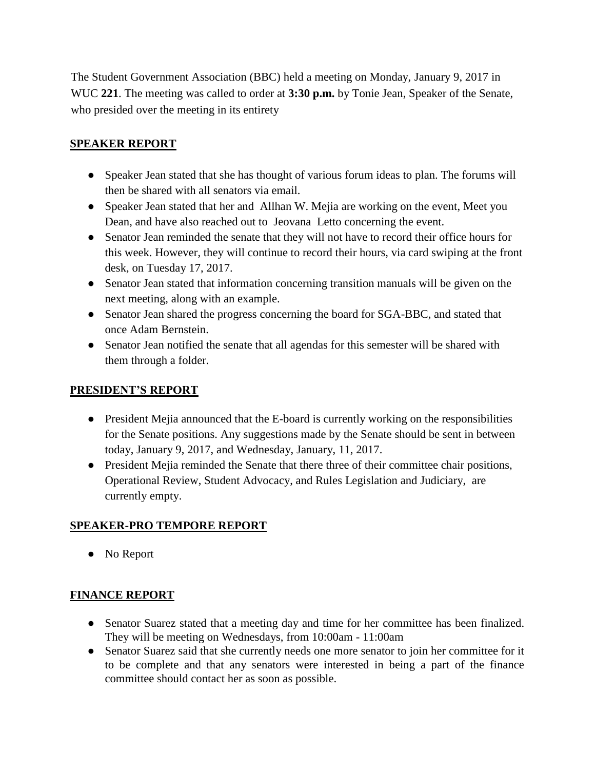The Student Government Association (BBC) held a meeting on Monday, January 9, 2017 in WUC **221**. The meeting was called to order at **3:30 p.m.** by Tonie Jean, Speaker of the Senate, who presided over the meeting in its entirety

## SPEAKER REPORT

- Speaker Jean stated that she has thought of various forum ideas to plan. The forums will then be shared with all senators via email.
- Speaker Jean stated that her and Allhan W. Mejia are working on the event, Meet you Dean, and have also reached out to Jeovana Letto concerning the event.
- Senator Jean reminded the senate that they will not have to record their office hours for this week. However, they will continue to record their hours, via card swiping at the front desk, on Tuesday 17, 2017.
- Senator Jean stated that information concerning transition manuals will be given on the next meeting, along with an example.
- Senator Jean shared the progress concerning the board for SGA-BBC, and stated that once Adam Bernstein.
- Senator Jean notified the senate that all agendas for this semester will be shared with them through a folder.

## PRESIDENT'S REPORT

- President Mejia announced that the E-board is currently working on the responsibilities for the Senate positions. Any suggestions made by the Senate should be sent in between today, January 9, 2017, and Wednesday, January, 11, 2017.
- President Mejia reminded the Senate that there three of their committee chair positions, Operational Review, Student Advocacy, and Rules Legislation and Judiciary, are currently empty.

## SPEAKER-PRO TEMPORE REPORT

- No Report

## FINANCE REPORT

- Senator Suarez stated that a meeting day and time for her committee has been finalized. They will be meeting on Wednesdays, from 10:00am - 11:00am
- Senator Suarez said that she currently needs one more senator to join her committee for it to be complete and that any senators were interested in being a part of the finance committee should contact her as soon as possible.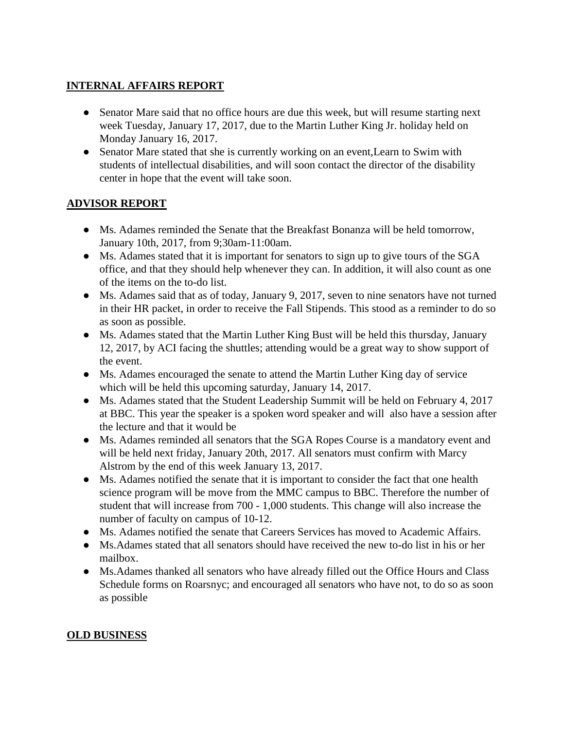## INTERNAL AFFAIRS REPORT

- Senator Mare said that no office hours are due this week, but will resume starting next week Tuesday, January 17, 2017, due to the Martin Luther King Jr. holiday held on Monday January 16, 2017.
- Senator Mare stated that she is currently working on an event,Learn to Swim with students of intellectual disabilities, and will soon contact the director of the disability center in hope that the event will take soon.

## ADVISOR REPORT

- Ms. Adames reminded the Senate that the Breakfast Bonanza will be held tomorrow, January 10th, 2017, from 9;30am-11:00am.
- Ms. Adames stated that it is important for senators to sign up to give tours of the SGA office, and that they should help whenever they can. In addition, it will also count as one of the items on the to-do list.
- Ms. Adames said that as of today, January 9, 2017, seven to nine senators have not turned in their HR packet, in order to receive the Fall Stipends. This stood as a reminder to do so as soon as possible.
- Ms. Adames stated that the Martin Luther King Bust will be held this thursday, January 12, 2017, by ACI facing the shuttles; attending would be a great way to show support of the event.
- Ms. Adames encouraged the senate to attend the Martin Luther King day of service which will be held this upcoming saturday, January 14, 2017.
- Ms. Adames stated that the Student Leadership Summit will be held on February 4, 2017 at BBC. This year the speaker is a spoken word speaker and will also have a session after the lecture and that it would be
- Ms. Adames reminded all senators that the SGA Ropes Course is a mandatory event and will be held next friday, January 20th, 2017. All senators must confirm with Marcy Alstrom by the end of this week January 13, 2017.
- Ms. Adames notified the senate that it is important to consider the fact that one health science program will be move from the MMC campus to BBC. Therefore the number of student that will increase from 700 - 1,000 students. This change will also increase the number of faculty on campus of 10-12.
- Ms. Adames notified the senate that Careers Services has moved to Academic Affairs.
- Ms.Adames stated that all senators should have received the new to-do list in his or her mailbox.
- Ms.Adames thanked all senators who have already filled out the Office Hours and Class Schedule forms on Roarsnyc; and encouraged all senators who have not, to do so as soon as possible

## OLD BUSINESS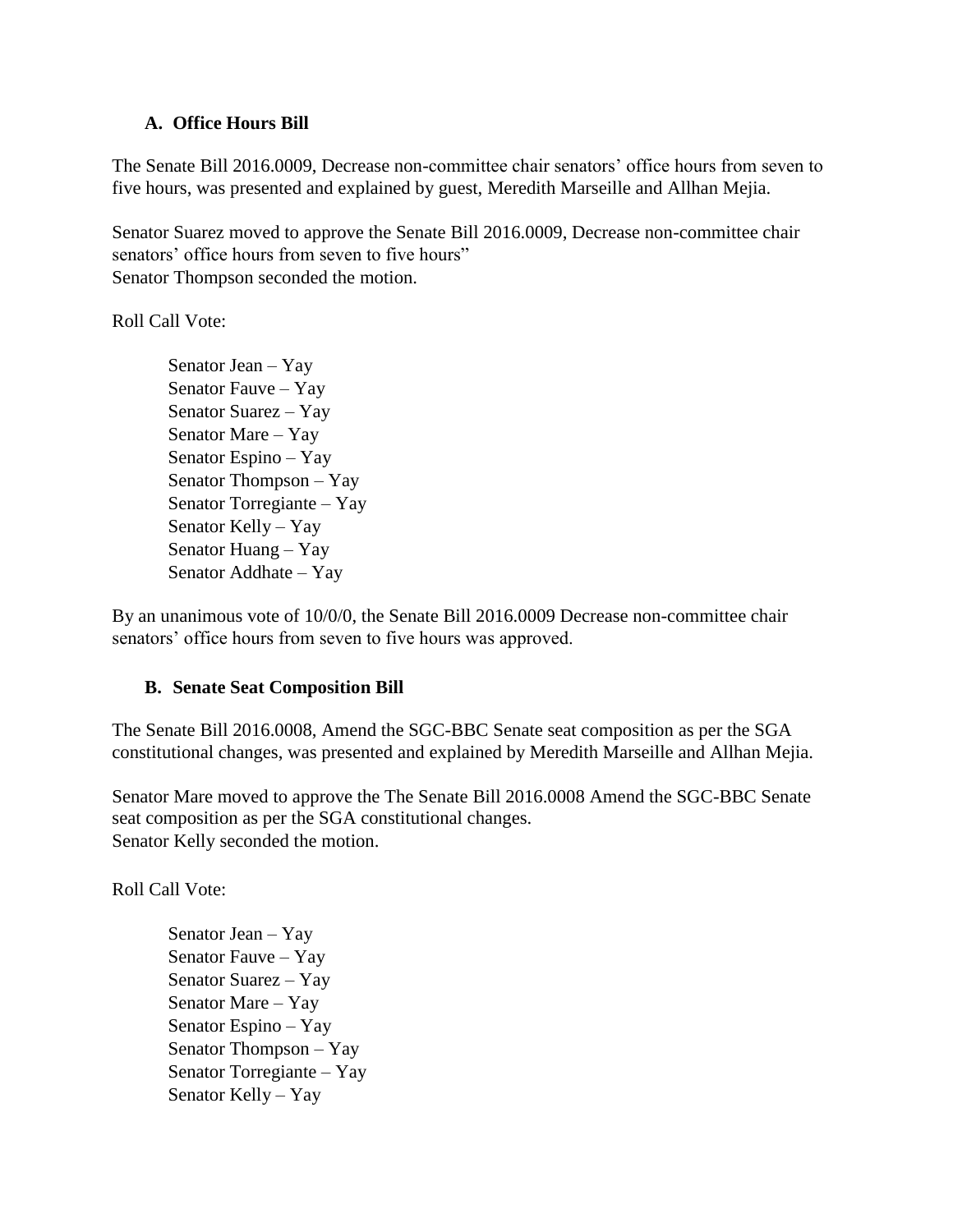### A. Office Hours Bill

The Senate Bill 2016.0009, Decrease non-committee chair senators' office hours from seven to five hours, was presented and explained by guest, Meredith Marseille and Allhan Mejia.

Senator Suarez moved to approve the Senate Bill 2016.0009, Decrease non-committee chair senators' office hours from seven to five hours"
Senator Thompson seconded the motion.

Roll Call Vote:

- Senator Jean – Yay
- Senator Fauve – Yay
- Senator Suarez – Yay
- Senator Mare – Yay
- Senator Espino – Yay
- Senator Thompson – Yay
- Senator Torregiante – Yay
- Senator Kelly – Yay
- Senator Huang – Yay
- Senator Addhate – Yay

By an unanimous vote of 10/0/0, the Senate Bill 2016.0009 Decrease non-committee chair senators' office hours from seven to five hours was approved.

### B. Senate Seat Composition Bill

The Senate Bill 2016.0008, Amend the SGC-BBC Senate seat composition as per the SGA constitutional changes, was presented and explained by Meredith Marseille and Allhan Mejia.

Senator Mare moved to approve the The Senate Bill 2016.0008 Amend the SGC-BBC Senate seat composition as per the SGA constitutional changes.
Senator Kelly seconded the motion.

Roll Call Vote:

- Senator Jean – Yay
- Senator Fauve – Yay
- Senator Suarez – Yay
- Senator Mare – Yay
- Senator Espino – Yay
- Senator Thompson – Yay
- Senator Torregiante – Yay
- Senator Kelly – Yay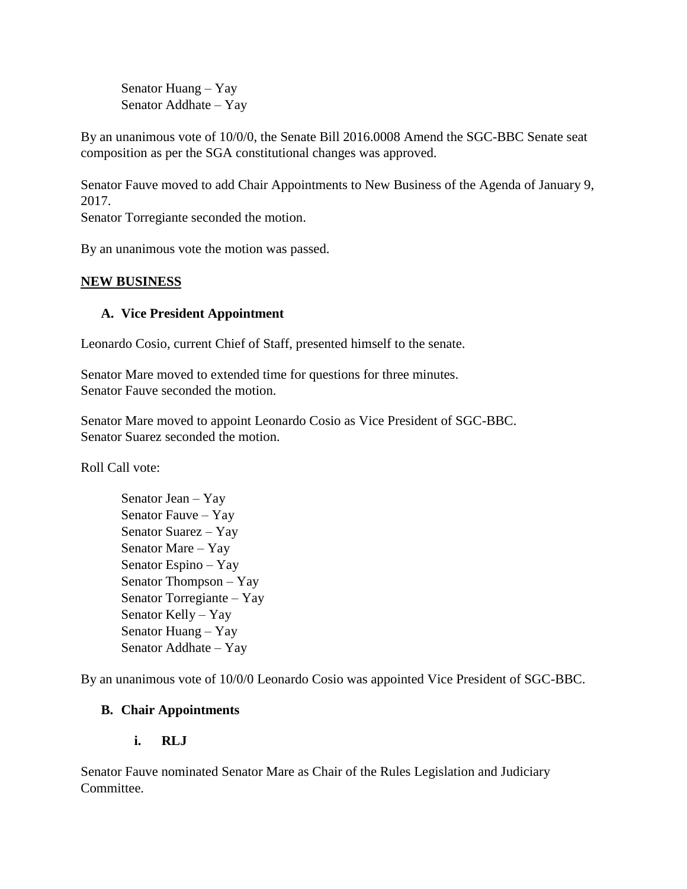Senator Huang – Yay
Senator Addhate – Yay

By an unanimous vote of 10/0/0, the Senate Bill 2016.0008 Amend the SGC-BBC Senate seat composition as per the SGA constitutional changes was approved.

Senator Fauve moved to add Chair Appointments to New Business of the Agenda of January 9, 2017.
Senator Torregiante seconded the motion.

By an unanimous vote the motion was passed.

**NEW BUSINESS**

**A. Vice President Appointment**

Leonardo Cosio, current Chief of Staff, presented himself to the senate.

Senator Mare moved to extended time for questions for three minutes.
Senator Fauve seconded the motion.

Senator Mare moved to appoint Leonardo Cosio as Vice President of SGC-BBC.
Senator Suarez seconded the motion.

Roll Call vote:

Senator Jean – Yay
Senator Fauve – Yay
Senator Suarez – Yay
Senator Mare – Yay
Senator Espino – Yay
Senator Thompson – Yay
Senator Torregiante – Yay
Senator Kelly – Yay
Senator Huang – Yay
Senator Addhate – Yay

By an unanimous vote of 10/0/0 Leonardo Cosio was appointed Vice President of SGC-BBC.

**B. Chair Appointments**

**i. RLJ**

Senator Fauve nominated Senator Mare as Chair of the Rules Legislation and Judiciary Committee.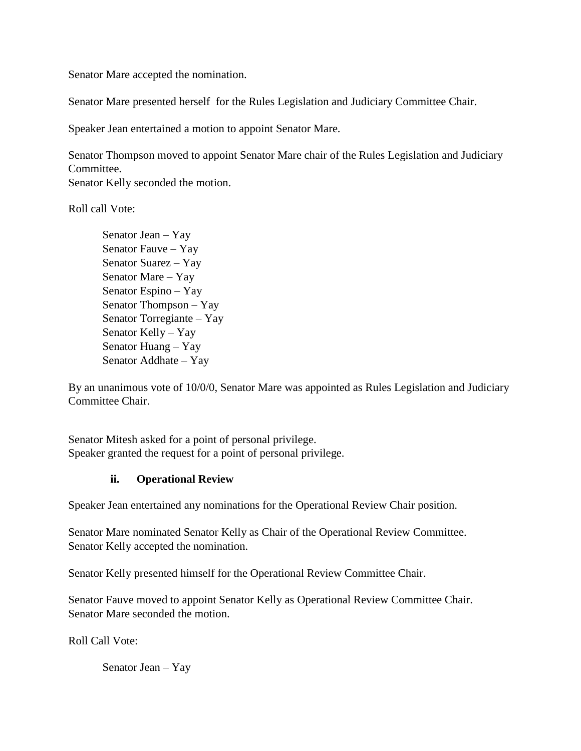Senator Mare accepted the nomination.

Senator Mare presented herself for the Rules Legislation and Judiciary Committee Chair.

Speaker Jean entertained a motion to appoint Senator Mare.

Senator Thompson moved to appoint Senator Mare chair of the Rules Legislation and Judiciary Committee.
Senator Kelly seconded the motion.

Roll call Vote:

Senator Jean – Yay
Senator Fauve – Yay
Senator Suarez – Yay
Senator Mare – Yay
Senator Espino – Yay
Senator Thompson – Yay
Senator Torregiante – Yay
Senator Kelly – Yay
Senator Huang – Yay
Senator Addhate – Yay

By an unanimous vote of 10/0/0, Senator Mare was appointed as Rules Legislation and Judiciary Committee Chair.

Senator Mitesh asked for a point of personal privilege.
Speaker granted the request for a point of personal privilege.

### ii. Operational Review

Speaker Jean entertained any nominations for the Operational Review Chair position.

Senator Mare nominated Senator Kelly as Chair of the Operational Review Committee.
Senator Kelly accepted the nomination.

Senator Kelly presented himself for the Operational Review Committee Chair.

Senator Fauve moved to appoint Senator Kelly as Operational Review Committee Chair.
Senator Mare seconded the motion.

Roll Call Vote:

Senator Jean – Yay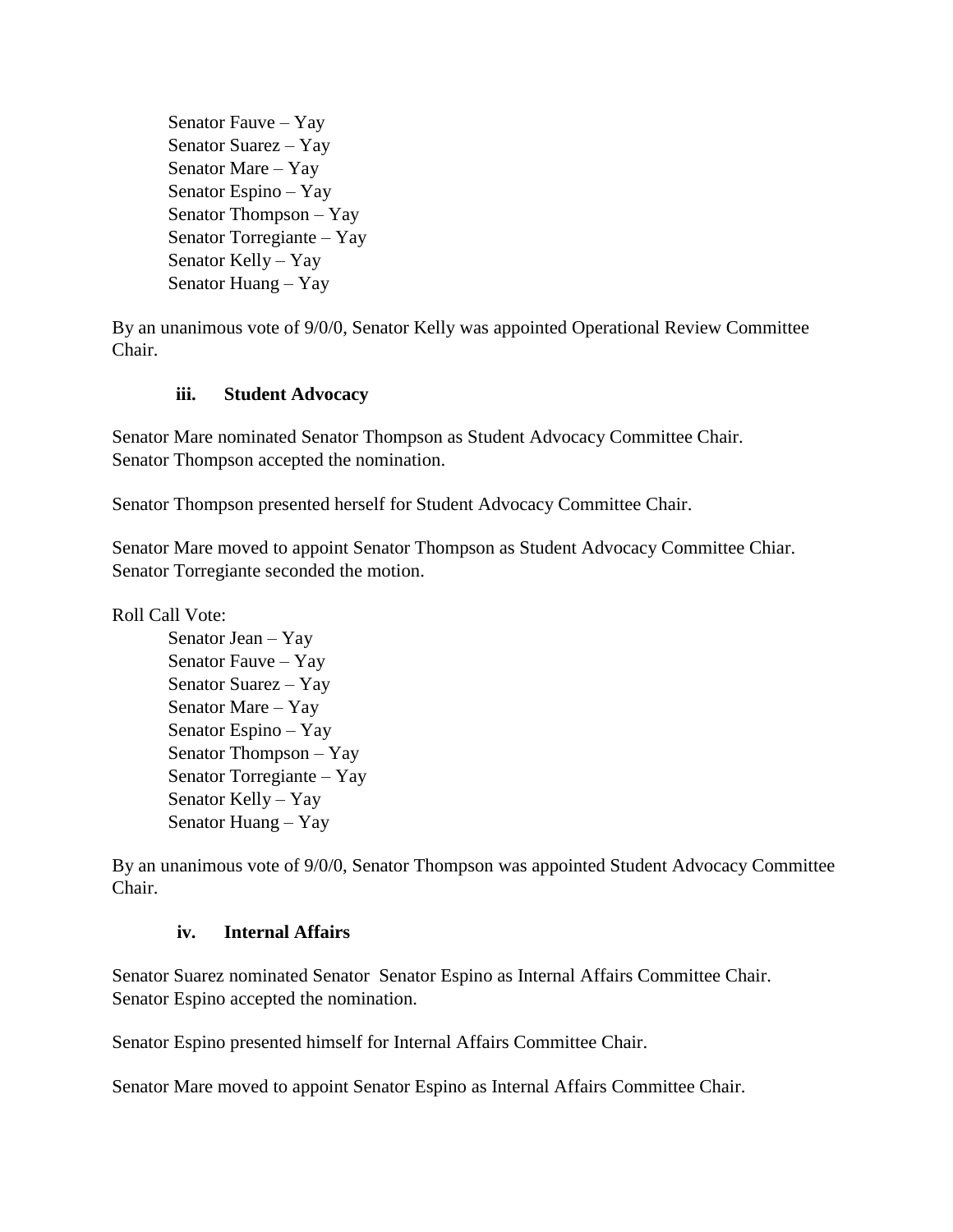Senator Fauve – Yay  
Senator Suarez – Yay  
Senator Mare – Yay  
Senator Espino – Yay  
Senator Thompson – Yay  
Senator Torregiante – Yay  
Senator Kelly – Yay  
Senator Huang – Yay

By an unanimous vote of 9/0/0, Senator Kelly was appointed Operational Review Committee Chair.

**iii. Student Advocacy**

Senator Mare nominated Senator Thompson as Student Advocacy Committee Chair.  
Senator Thompson accepted the nomination.

Senator Thompson presented herself for Student Advocacy Committee Chair.

Senator Mare moved to appoint Senator Thompson as Student Advocacy Committee Chiar.  
Senator Torregiante seconded the motion.

Roll Call Vote:

Senator Jean – Yay  
Senator Fauve – Yay  
Senator Suarez – Yay  
Senator Mare – Yay  
Senator Espino – Yay  
Senator Thompson – Yay  
Senator Torregiante – Yay  
Senator Kelly – Yay  
Senator Huang – Yay

By an unanimous vote of 9/0/0, Senator Thompson was appointed Student Advocacy Committee Chair.

**iv. Internal Affairs**

Senator Suarez nominated Senator Senator Espino as Internal Affairs Committee Chair.  
Senator Espino accepted the nomination.

Senator Espino presented himself for Internal Affairs Committee Chair.

Senator Mare moved to appoint Senator Espino as Internal Affairs Committee Chair.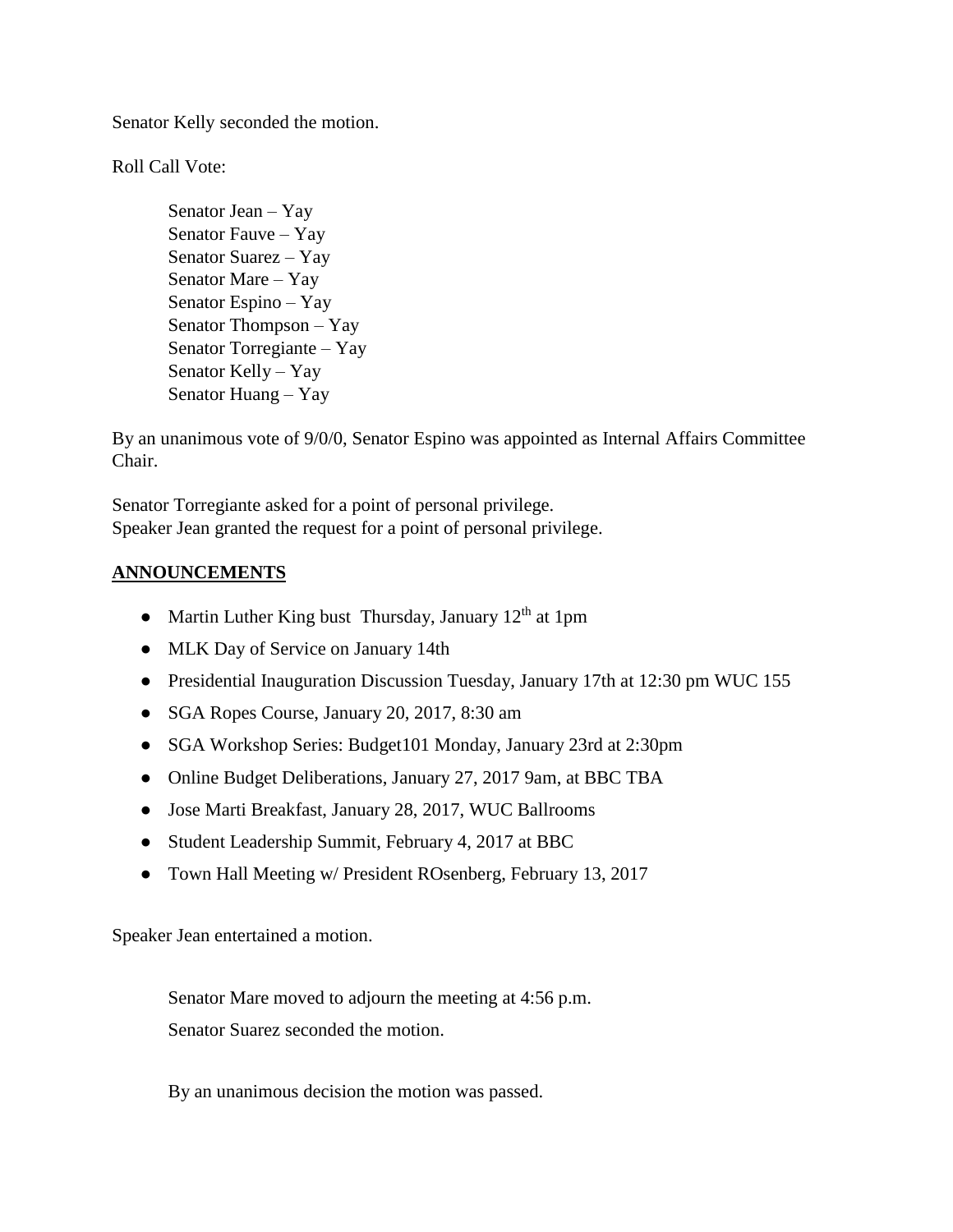Senator Kelly seconded the motion.

Roll Call Vote:

Senator Jean – Yay
Senator Fauve – Yay
Senator Suarez – Yay
Senator Mare – Yay
Senator Espino – Yay
Senator Thompson – Yay
Senator Torregiante – Yay
Senator Kelly – Yay
Senator Huang – Yay

By an unanimous vote of 9/0/0, Senator Espino was appointed as Internal Affairs Committee Chair.

Senator Torregiante asked for a point of personal privilege.
Speaker Jean granted the request for a point of personal privilege.

## ANNOUNCEMENTS

- Martin Luther King bust Thursday, January 12th at 1pm
- MLK Day of Service on January 14th
- Presidential Inauguration Discussion Tuesday, January 17th at 12:30 pm WUC 155
- SGA Ropes Course, January 20, 2017, 8:30 am
- SGA Workshop Series: Budget101 Monday, January 23rd at 2:30pm
- Online Budget Deliberations, January 27, 2017 9am, at BBC TBA
- Jose Marti Breakfast, January 28, 2017, WUC Ballrooms
- Student Leadership Summit, February 4, 2017 at BBC
- Town Hall Meeting w/ President ROsenberg, February 13, 2017

Speaker Jean entertained a motion.

Senator Mare moved to adjourn the meeting at 4:56 p.m.

Senator Suarez seconded the motion.

By an unanimous decision the motion was passed.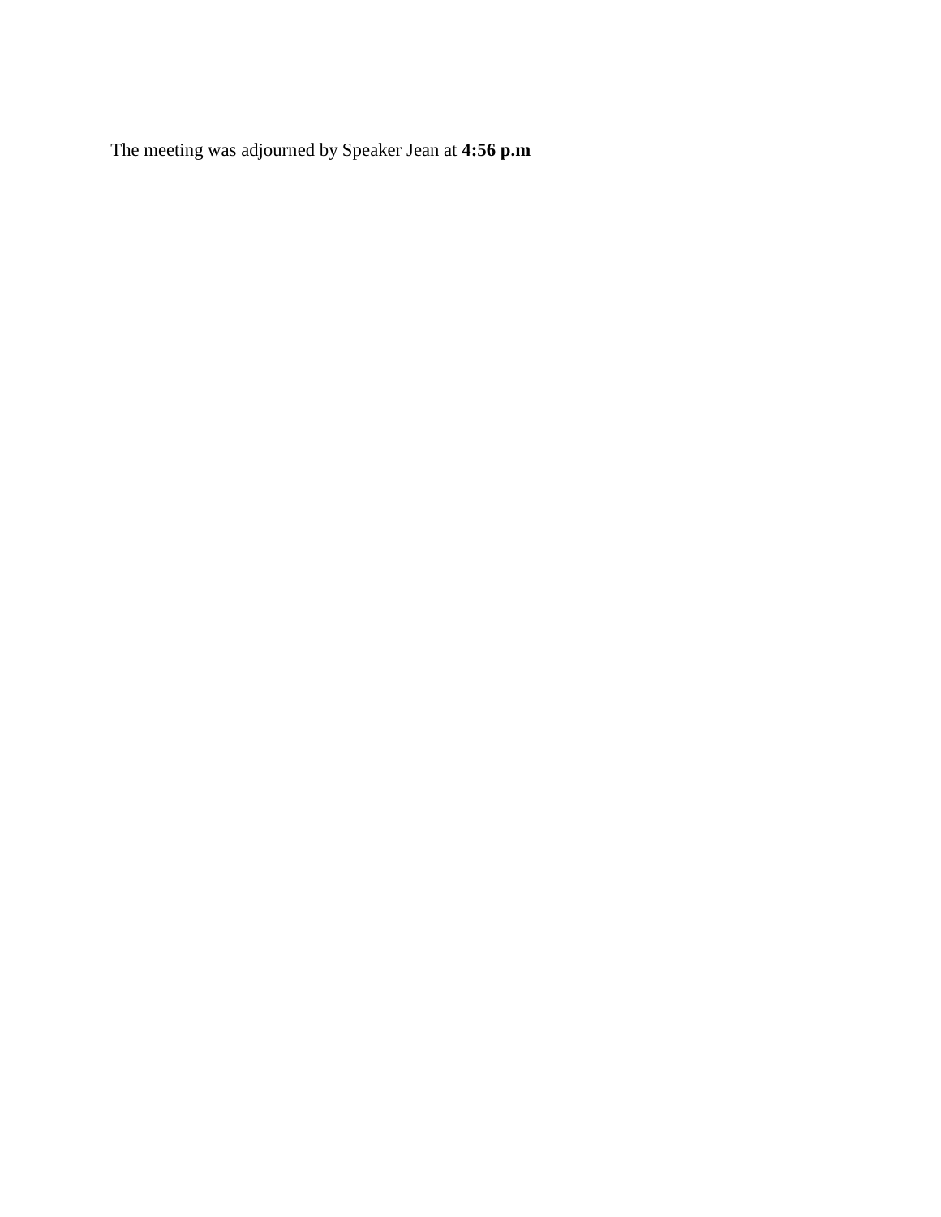The meeting was adjourned by Speaker Jean at **4:56 p.m**